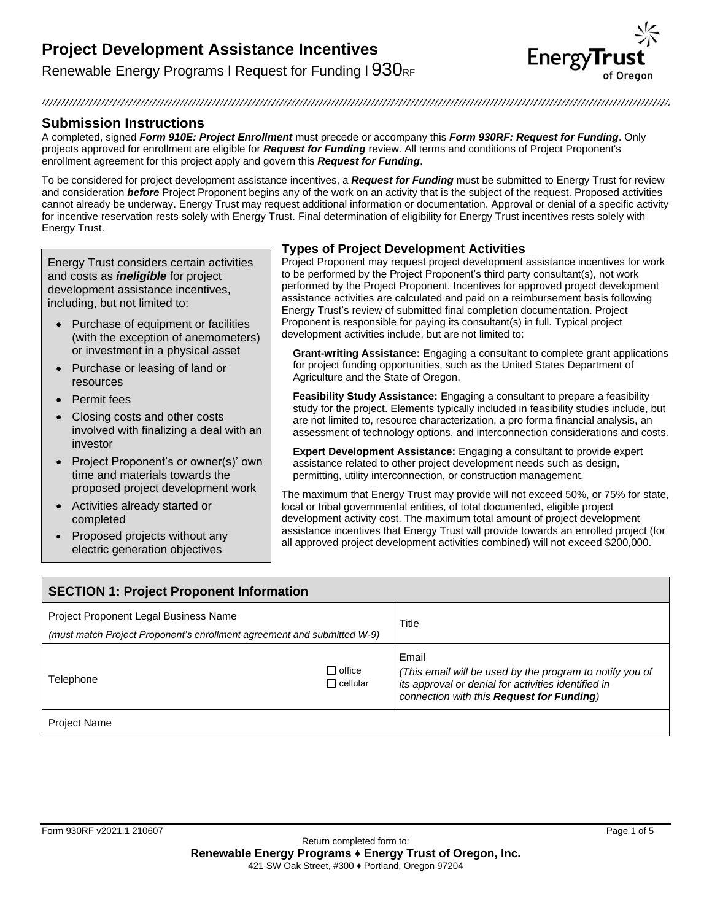# Project Development Assistance Incentives

Renewable Energy Programs | Request for Funding | 930RF

## Submission Instructions

A completed, signed ***Form 910E: Project Enrollment*** must precede or accompany this ***Form 930RF: Request for Funding***. Only projects approved for enrollment are eligible for ***Request for Funding*** review. All terms and conditions of Project Proponent's enrollment agreement for this project apply and govern this ***Request for Funding***.

To be considered for project development assistance incentives, a ***Request for Funding*** must be submitted to Energy Trust for review and consideration ***before*** Project Proponent begins any of the work on an activity that is the subject of the request. Proposed activities cannot already be underway. Energy Trust may request additional information or documentation. Approval or denial of a specific activity for incentive reservation rests solely with Energy Trust. Final determination of eligibility for Energy Trust incentives rests solely with Energy Trust.

Energy Trust considers certain activities and costs as ***ineligible*** for project development assistance incentives, including, but not limited to:

- Purchase of equipment or facilities (with the exception of anemometers) or investment in a physical asset
- Purchase or leasing of land or resources
- Permit fees
- Closing costs and other costs involved with finalizing a deal with an investor
- Project Proponent's or owner(s)' own time and materials towards the proposed project development work
- Activities already started or completed
- Proposed projects without any electric generation objectives

## Types of Project Development Activities

Project Proponent may request project development assistance incentives for work to be performed by the Project Proponent's third party consultant(s), not work performed by the Project Proponent. Incentives for approved project development assistance activities are calculated and paid on a reimbursement basis following Energy Trust's review of submitted final completion documentation. Project Proponent is responsible for paying its consultant(s) in full. Typical project development activities include, but are not limited to:

**Grant-writing Assistance:** Engaging a consultant to complete grant applications for project funding opportunities, such as the United States Department of Agriculture and the State of Oregon.

**Feasibility Study Assistance:** Engaging a consultant to prepare a feasibility study for the project. Elements typically included in feasibility studies include, but are not limited to, resource characterization, a pro forma financial analysis, an assessment of technology options, and interconnection considerations and costs.

**Expert Development Assistance:** Engaging a consultant to provide expert assistance related to other project development needs such as design, permitting, utility interconnection, or construction management.

The maximum that Energy Trust may provide will not exceed 50%, or 75% for state, local or tribal governmental entities, of total documented, eligible project development activity cost. The maximum total amount of project development assistance incentives that Energy Trust will provide towards an enrolled project (for all approved project development activities combined) will not exceed $200,000.

| SECTION 1: Project Proponent Information | |
|---|---|
| Project Proponent Legal Business Name<br>*(must match Project Proponent's enrollment agreement and submitted W-9)* | Title |
| Telephone ☐ office ☐ cellular | Email<br>*(This email will be used by the program to notify you of its approval or denial for activities identified in connection with this **Request for Funding**)* |
| Project Name | |

Form 930RF v2021.1 210607

Return completed form to:
**Renewable Energy Programs ♦ Energy Trust of Oregon, Inc.**
421 SW Oak Street, #300 ♦ Portland, Oregon 97204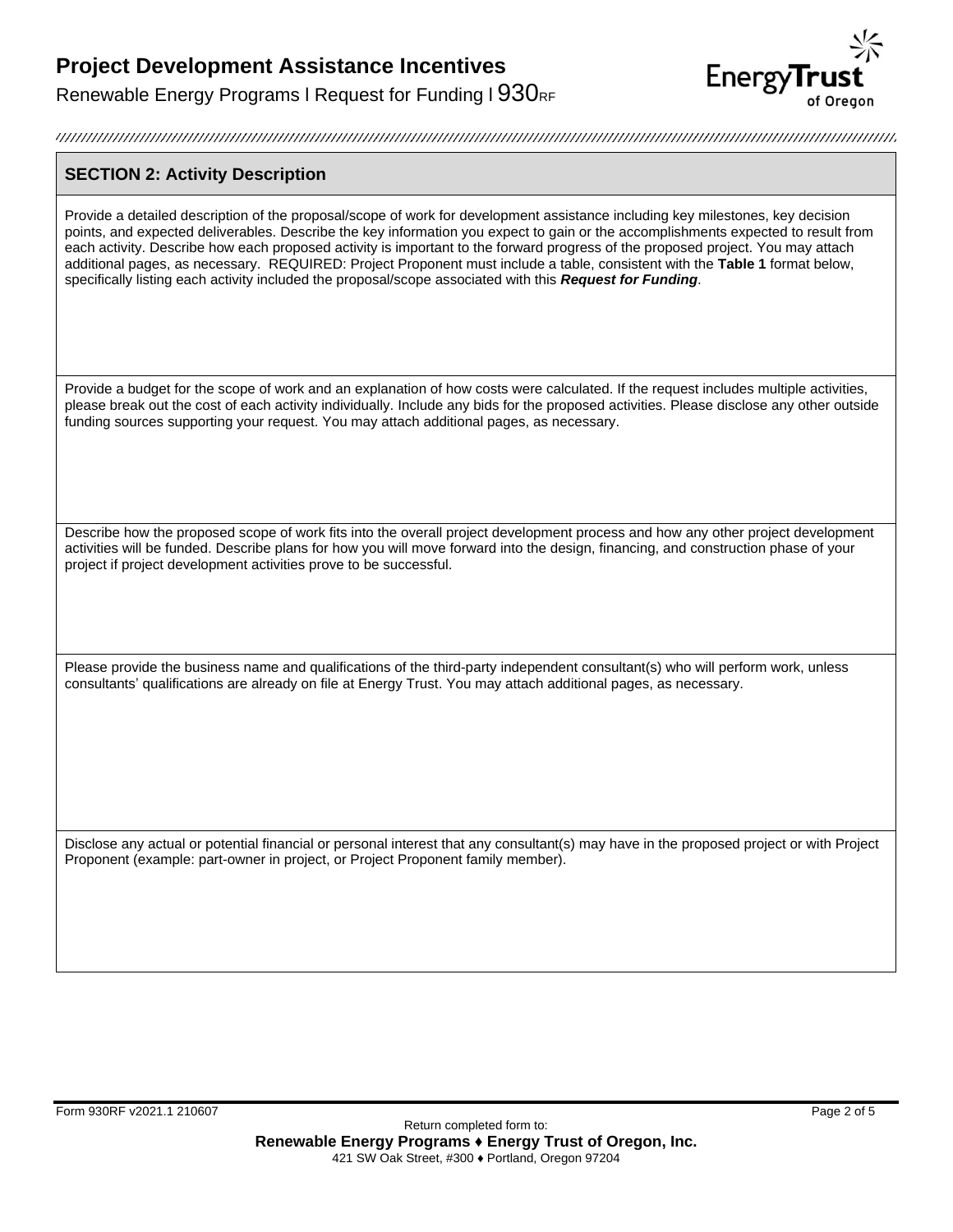## SECTION 2: Activity Description

Provide a detailed description of the proposal/scope of work for development assistance including key milestones, key decision points, and expected deliverables. Describe the key information you expect to gain or the accomplishments expected to result from each activity. Describe how each proposed activity is important to the forward progress of the proposed project. You may attach additional pages, as necessary. REQUIRED: Project Proponent must include a table, consistent with the **Table 1** format below, specifically listing each activity included the proposal/scope associated with this ***Request for Funding***.

Provide a budget for the scope of work and an explanation of how costs were calculated. If the request includes multiple activities, please break out the cost of each activity individually. Include any bids for the proposed activities. Please disclose any other outside funding sources supporting your request. You may attach additional pages, as necessary.

Describe how the proposed scope of work fits into the overall project development process and how any other project development activities will be funded. Describe plans for how you will move forward into the design, financing, and construction phase of your project if project development activities prove to be successful.

Please provide the business name and qualifications of the third-party independent consultant(s) who will perform work, unless consultants' qualifications are already on file at Energy Trust. You may attach additional pages, as necessary.

Disclose any actual or potential financial or personal interest that any consultant(s) may have in the proposed project or with Project Proponent (example: part-owner in project, or Project Proponent family member).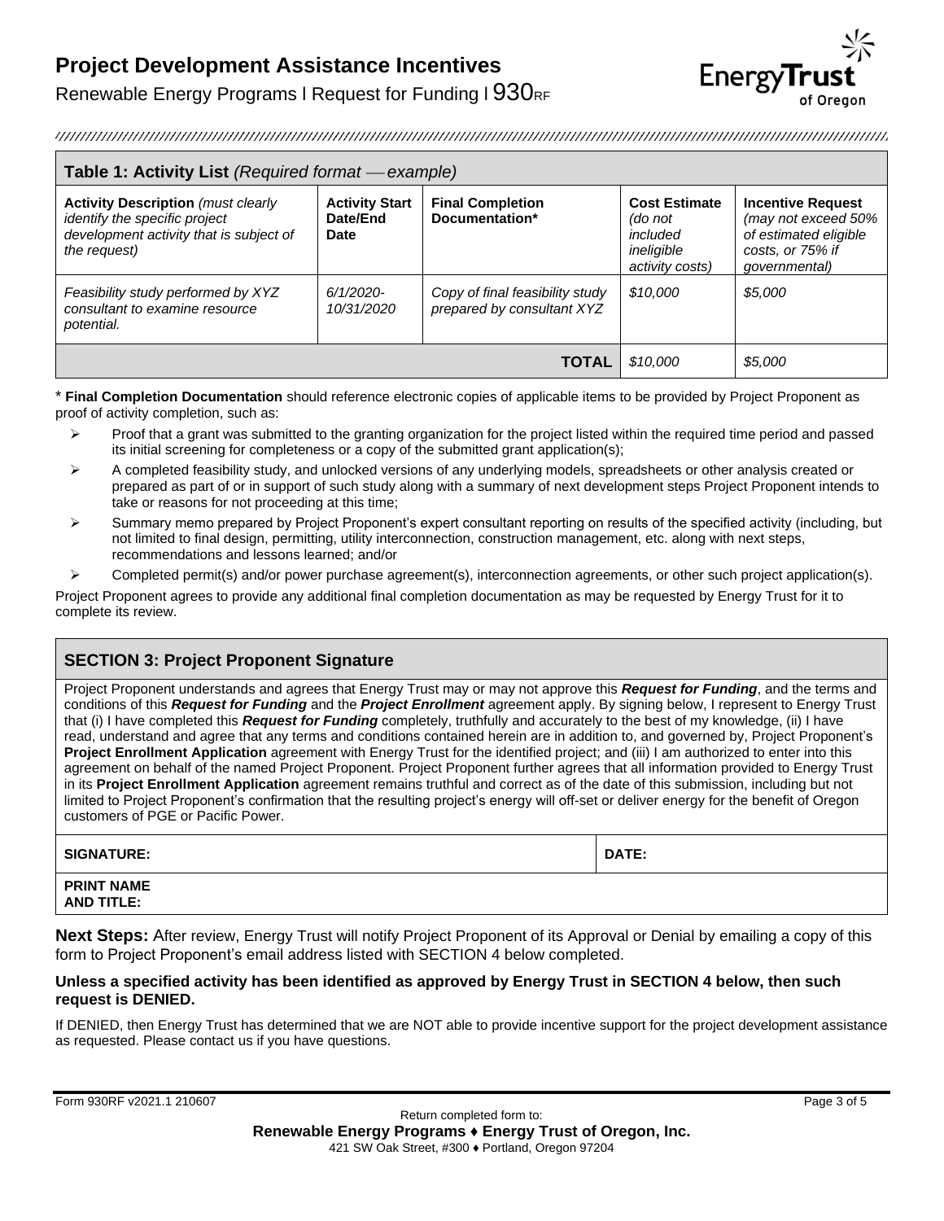# Project Development Assistance Incentives

Renewable Energy Programs I Request for Funding I 930RF

**Table 1: Activity List** *(Required format — example)*

| **Activity Description** *(must clearly identify the specific project development activity that is subject of the request)* | **Activity Start Date/End Date** | **Final Completion Documentation*** | **Cost Estimate** *(do not included ineligible activity costs)* | **Incentive Request** *(may not exceed 50% of estimated eligible costs, or 75% if governmental)* |
|---|---|---|---|---|
| *Feasibility study performed by XYZ consultant to examine resource potential.* | *6/1/2020-10/31/2020* | *Copy of final feasibility study prepared by consultant XYZ* | *$10,000* | *$5,000* |
| | | **TOTAL** | *$10,000* | *$5,000* |

* **Final Completion Documentation** should reference electronic copies of applicable items to be provided by Project Proponent as proof of activity completion, such as:

- Proof that a grant was submitted to the granting organization for the project listed within the required time period and passed its initial screening for completeness or a copy of the submitted grant application(s);
- A completed feasibility study, and unlocked versions of any underlying models, spreadsheets or other analysis created or prepared as part of or in support of such study along with a summary of next development steps Project Proponent intends to take or reasons for not proceeding at this time;
- Summary memo prepared by Project Proponent's expert consultant reporting on results of the specified activity (including, but not limited to final design, permitting, utility interconnection, construction management, etc. along with next steps, recommendations and lessons learned; and/or
- Completed permit(s) and/or power purchase agreement(s), interconnection agreements, or other such project application(s).

Project Proponent agrees to provide any additional final completion documentation as may be requested by Energy Trust for it to complete its review.

## SECTION 3: Project Proponent Signature

Project Proponent understands and agrees that Energy Trust may or may not approve this ***Request for Funding***, and the terms and conditions of this ***Request for Funding*** and the ***Project Enrollment*** agreement apply. By signing below, I represent to Energy Trust that (i) I have completed this ***Request for Funding*** completely, truthfully and accurately to the best of my knowledge, (ii) I have read, understand and agree that any terms and conditions contained herein are in addition to, and governed by, Project Proponent's **Project Enrollment Application** agreement with Energy Trust for the identified project; and (iii) I am authorized to enter into this agreement on behalf of the named Project Proponent. Project Proponent further agrees that all information provided to Energy Trust in its **Project Enrollment Application** agreement remains truthful and correct as of the date of this submission, including but not limited to Project Proponent's confirmation that the resulting project's energy will off-set or deliver energy for the benefit of Oregon customers of PGE or Pacific Power.

| **SIGNATURE:** | **DATE:** |
|---|---|
| **PRINT NAME AND TITLE:** | |

**Next Steps:** After review, Energy Trust will notify Project Proponent of its Approval or Denial by emailing a copy of this form to Project Proponent's email address listed with SECTION 4 below completed.

**Unless a specified activity has been identified as approved by Energy Trust in SECTION 4 below, then such request is DENIED.**

If DENIED, then Energy Trust has determined that we are NOT able to provide incentive support for the project development assistance as requested. Please contact us if you have questions.

Form 930RF v2021.1 210607

Return completed form to:
**Renewable Energy Programs ♦ Energy Trust of Oregon, Inc.**
421 SW Oak Street, #300 ♦ Portland, Oregon 97204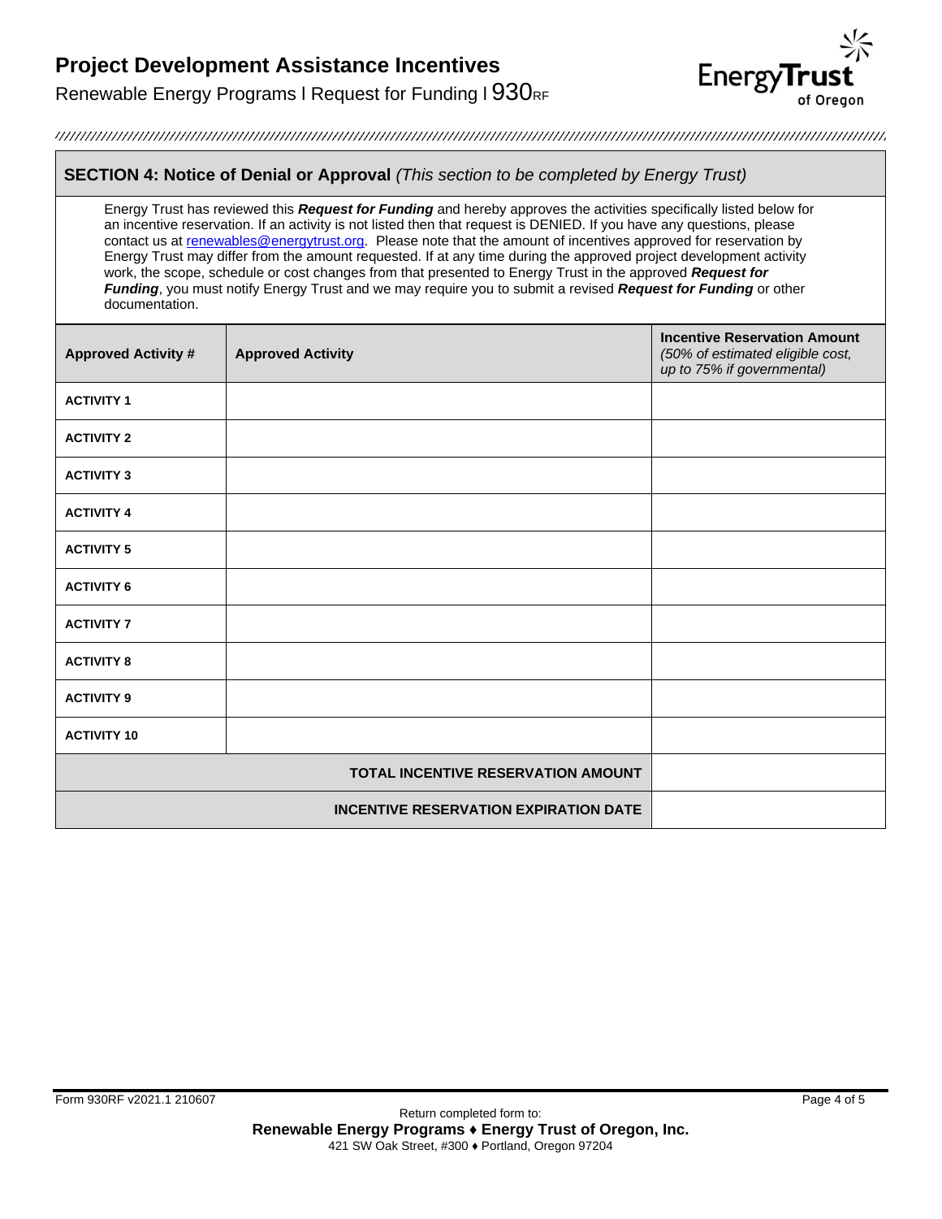# Project Development Assistance Incentives

Renewable Energy Programs l Request for Funding l 930RF

## SECTION 4: Notice of Denial or Approval *(This section to be completed by Energy Trust)*

Energy Trust has reviewed this ***Request for Funding*** and hereby approves the activities specifically listed below for an incentive reservation. If an activity is not listed then that request is DENIED. If you have any questions, please contact us at renewables@energytrust.org. Please note that the amount of incentives approved for reservation by Energy Trust may differ from the amount requested. If at any time during the approved project development activity work, the scope, schedule or cost changes from that presented to Energy Trust in the approved ***Request for Funding***, you must notify Energy Trust and we may require you to submit a revised ***Request for Funding*** or other documentation.

| Approved Activity # | Approved Activity | Incentive Reservation Amount *(50% of estimated eligible cost, up to 75% if governmental)* |
|---|---|---|
| ACTIVITY 1 | | |
| ACTIVITY 2 | | |
| ACTIVITY 3 | | |
| ACTIVITY 4 | | |
| ACTIVITY 5 | | |
| ACTIVITY 6 | | |
| ACTIVITY 7 | | |
| ACTIVITY 8 | | |
| ACTIVITY 9 | | |
| ACTIVITY 10 | | |
| | TOTAL INCENTIVE RESERVATION AMOUNT | |
| | INCENTIVE RESERVATION EXPIRATION DATE | |

Form 930RF v2021.1 210607

Return completed form to:
**Renewable Energy Programs ♦ Energy Trust of Oregon, Inc.**
421 SW Oak Street, #300 ♦ Portland, Oregon 97204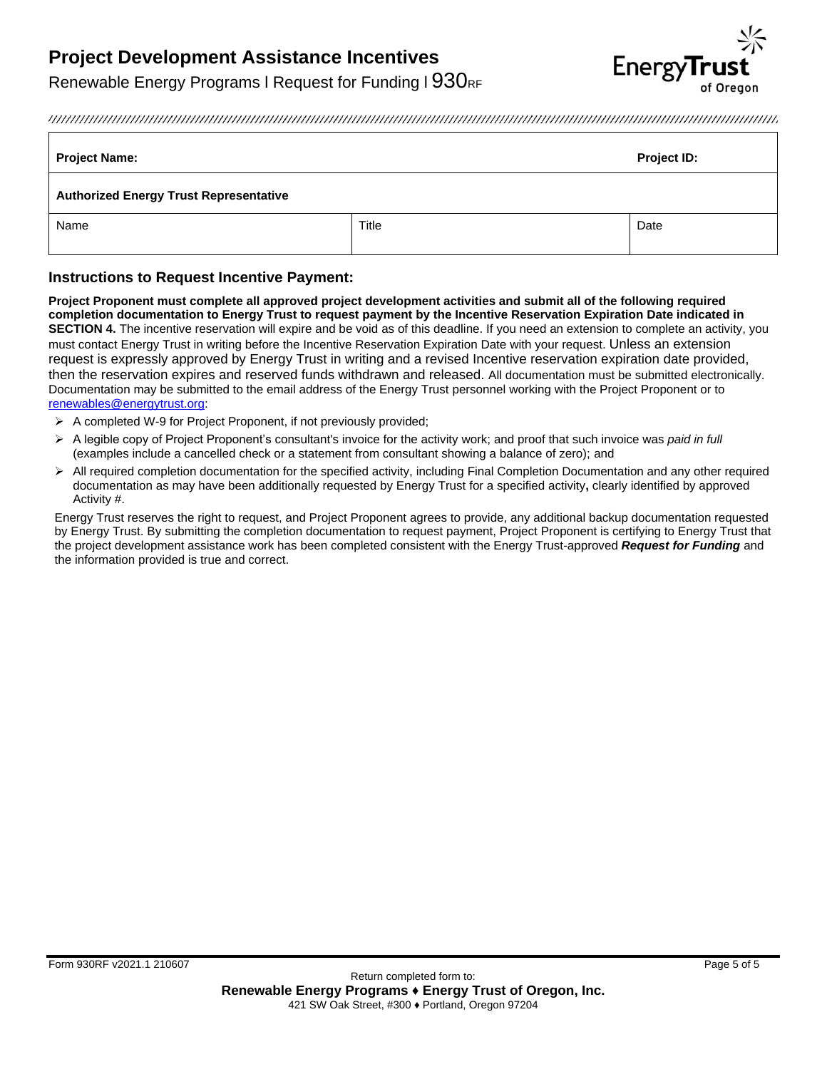# Project Development Assistance Incentives

Renewable Energy Programs l Request for Funding l 930RF

| Project Name: | | Project ID: |
|---|---|---|
| **Authorized Energy Trust Representative** | | |
| Name | Title | Date |

## Instructions to Request Incentive Payment:

**Project Proponent must complete all approved project development activities and submit all of the following required completion documentation to Energy Trust to request payment by the Incentive Reservation Expiration Date indicated in SECTION 4.** The incentive reservation will expire and be void as of this deadline. If you need an extension to complete an activity, you must contact Energy Trust in writing before the Incentive Reservation Expiration Date with your request. Unless an extension request is expressly approved by Energy Trust in writing and a revised Incentive reservation expiration date provided, then the reservation expires and reserved funds withdrawn and released. All documentation must be submitted electronically. Documentation may be submitted to the email address of the Energy Trust personnel working with the Project Proponent or to renewables@energytrust.org:

- A completed W-9 for Project Proponent, if not previously provided;
- A legible copy of Project Proponent's consultant's invoice for the activity work; and proof that such invoice was *paid in full* (examples include a cancelled check or a statement from consultant showing a balance of zero); and
- All required completion documentation for the specified activity, including Final Completion Documentation and any other required documentation as may have been additionally requested by Energy Trust for a specified activity**,** clearly identified by approved Activity #.

Energy Trust reserves the right to request, and Project Proponent agrees to provide, any additional backup documentation requested by Energy Trust. By submitting the completion documentation to request payment, Project Proponent is certifying to Energy Trust that the project development assistance work has been completed consistent with the Energy Trust-approved ***Request for Funding*** and the information provided is true and correct.

Return completed form to:
**Renewable Energy Programs ♦ Energy Trust of Oregon, Inc.**
421 SW Oak Street, #300 ♦ Portland, Oregon 97204